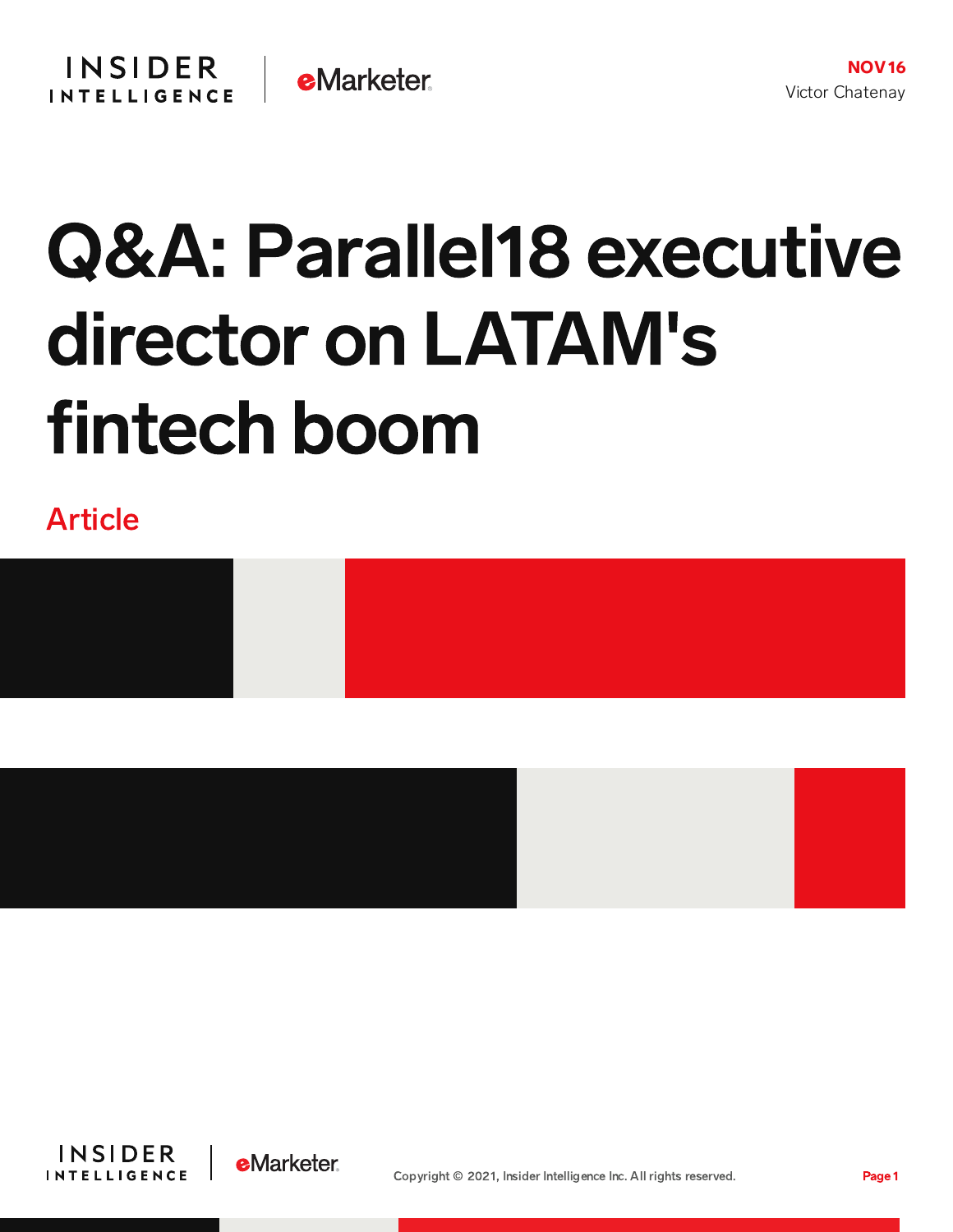NOV 16

Victor Chatenay

# Q&A: Parallel18 executive director on LATAM's fintech boom

Article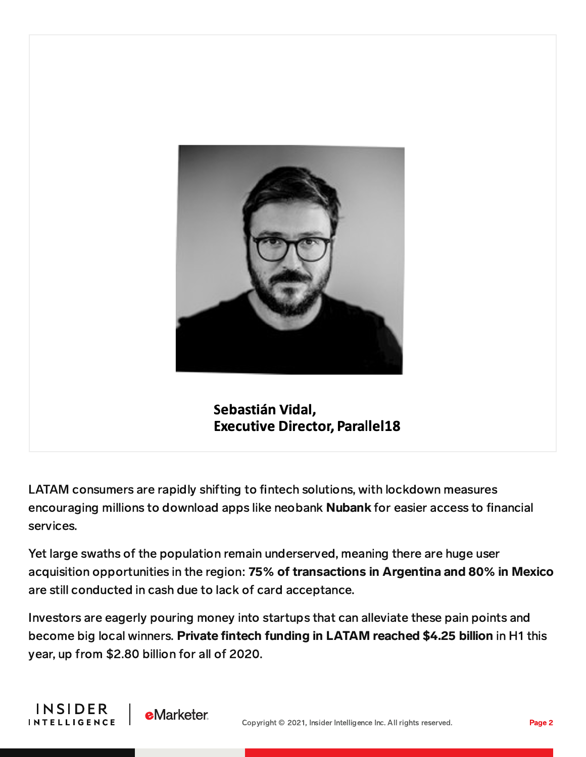**Sebastián Vidal,**
**Executive Director, Parallel18**

LATAM consumers are rapidly shifting to fintech solutions, with lockdown measures encouraging millions to download apps like neobank **Nubank** for easier access to financial services.

Yet large swaths of the population remain underserved, meaning there are huge user acquisition opportunities in the region: **75% of transactions in Argentina and 80% in Mexico** are still conducted in cash due to lack of card acceptance.

Investors are eagerly pouring money into startups that can alleviate these pain points and become big local winners. **Private fintech funding in LATAM reached $4.25 billion** in H1 this year, up from $2.80 billion for all of 2020.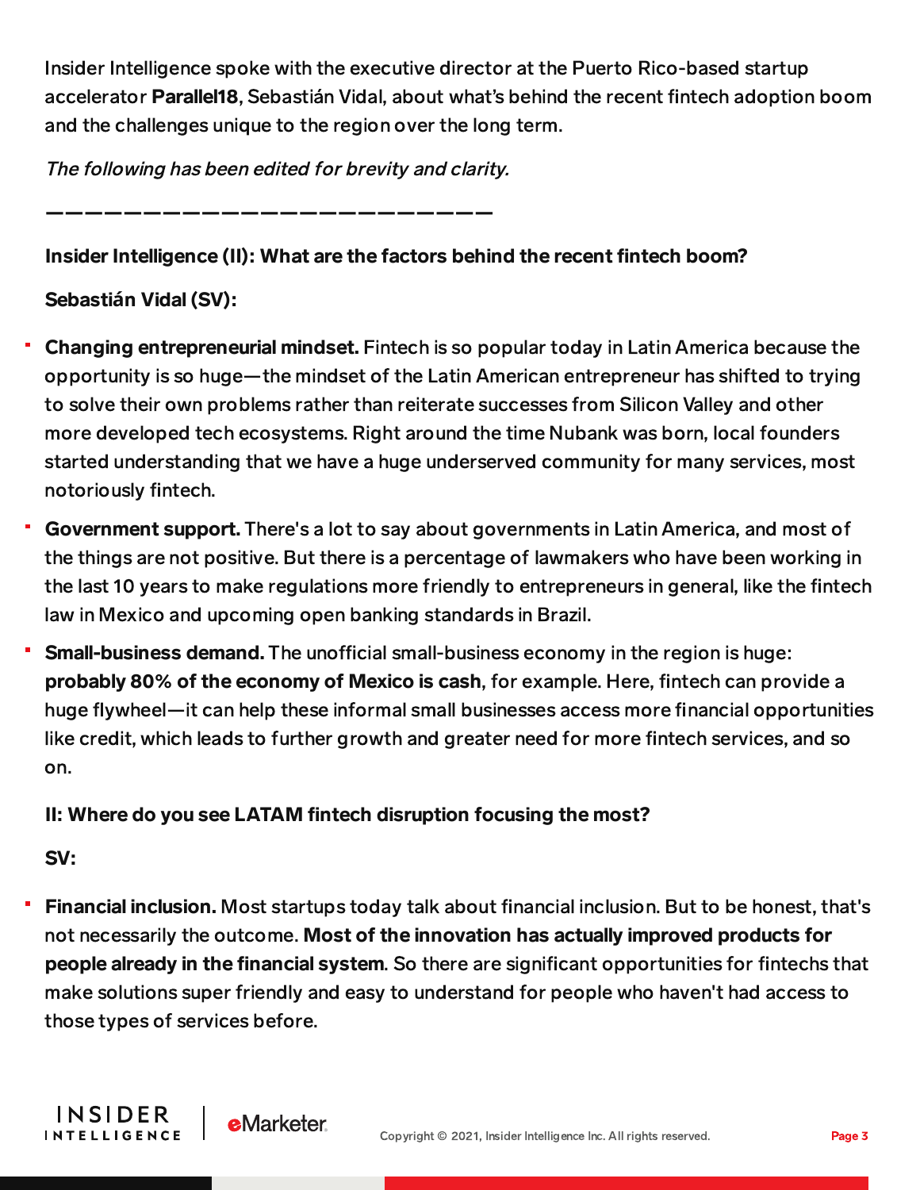Insider Intelligence spoke with the executive director at the Puerto Rico-based startup accelerator **Parallel18**, Sebastián Vidal, about what's behind the recent fintech adoption boom and the challenges unique to the region over the long term.

*The following has been edited for brevity and clarity.*

———————————————————————

**Insider Intelligence (II): What are the factors behind the recent fintech boom?**

**Sebastián Vidal (SV):**

- **Changing entrepreneurial mindset.** Fintech is so popular today in Latin America because the opportunity is so huge—the mindset of the Latin American entrepreneur has shifted to trying to solve their own problems rather than reiterate successes from Silicon Valley and other more developed tech ecosystems. Right around the time Nubank was born, local founders started understanding that we have a huge underserved community for many services, most notoriously fintech.
- **Government support.** There's a lot to say about governments in Latin America, and most of the things are not positive. But there is a percentage of lawmakers who have been working in the last 10 years to make regulations more friendly to entrepreneurs in general, like the fintech law in Mexico and upcoming open banking standards in Brazil.
- **Small-business demand.** The unofficial small-business economy in the region is huge: **probably 80% of the economy of Mexico is cash**, for example. Here, fintech can provide a huge flywheel—it can help these informal small businesses access more financial opportunities like credit, which leads to further growth and greater need for more fintech services, and so on.

**II: Where do you see LATAM fintech disruption focusing the most?**

**SV:**

- **Financial inclusion.** Most startups today talk about financial inclusion. But to be honest, that's not necessarily the outcome. **Most of the innovation has actually improved products for people already in the financial system**. So there are significant opportunities for fintechs that make solutions super friendly and easy to understand for people who haven't had access to those types of services before.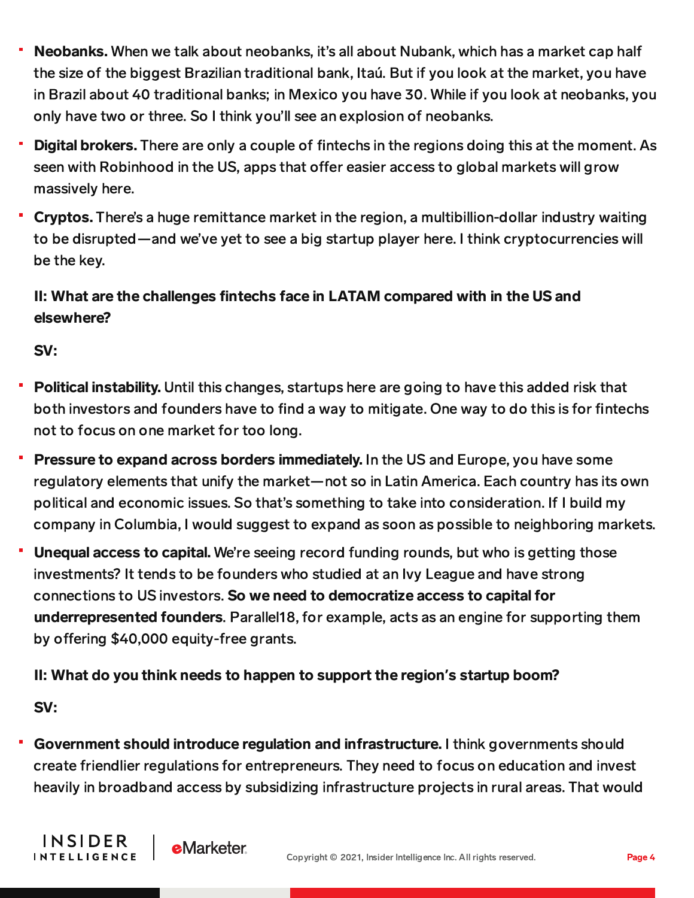- **Neobanks.** When we talk about neobanks, it's all about Nubank, which has a market cap half the size of the biggest Brazilian traditional bank, Itaú. But if you look at the market, you have in Brazil about 40 traditional banks; in Mexico you have 30. While if you look at neobanks, you only have two or three. So I think you'll see an explosion of neobanks.
- **Digital brokers.** There are only a couple of fintechs in the regions doing this at the moment. As seen with Robinhood in the US, apps that offer easier access to global markets will grow massively here.
- **Cryptos.** There's a huge remittance market in the region, a multibillion-dollar industry waiting to be disrupted—and we've yet to see a big startup player here. I think cryptocurrencies will be the key.

**II: What are the challenges fintechs face in LATAM compared with in the US and elsewhere?**

**SV:**

- **Political instability.** Until this changes, startups here are going to have this added risk that both investors and founders have to find a way to mitigate. One way to do this is for fintechs not to focus on one market for too long.
- **Pressure to expand across borders immediately.** In the US and Europe, you have some regulatory elements that unify the market—not so in Latin America. Each country has its own political and economic issues. So that's something to take into consideration. If I build my company in Columbia, I would suggest to expand as soon as possible to neighboring markets.
- **Unequal access to capital.** We're seeing record funding rounds, but who is getting those investments? It tends to be founders who studied at an Ivy League and have strong connections to US investors. **So we need to democratize access to capital for underrepresented founders**. Parallel18, for example, acts as an engine for supporting them by offering $40,000 equity-free grants.

**II: What do you think needs to happen to support the region's startup boom?**

**SV:**

- **Government should introduce regulation and infrastructure.** I think governments should create friendlier regulations for entrepreneurs. They need to focus on education and invest heavily in broadband access by subsidizing infrastructure projects in rural areas. That would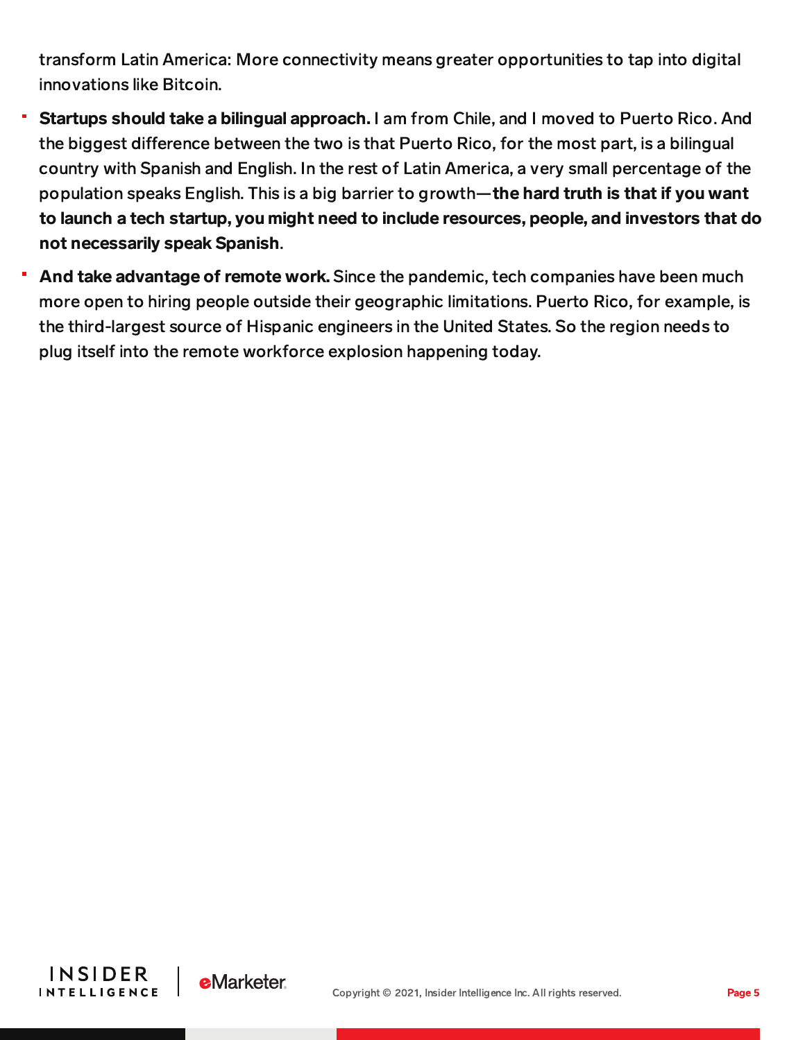transform Latin America: More connectivity means greater opportunities to tap into digital innovations like Bitcoin.

- **Startups should take a bilingual approach.** I am from Chile, and I moved to Puerto Rico. And the biggest difference between the two is that Puerto Rico, for the most part, is a bilingual country with Spanish and English. In the rest of Latin America, a very small percentage of the population speaks English. This is a big barrier to growth—**the hard truth is that if you want to launch a tech startup, you might need to include resources, people, and investors that do not necessarily speak Spanish**.
- **And take advantage of remote work.** Since the pandemic, tech companies have been much more open to hiring people outside their geographic limitations. Puerto Rico, for example, is the third-largest source of Hispanic engineers in the United States. So the region needs to plug itself into the remote workforce explosion happening today.